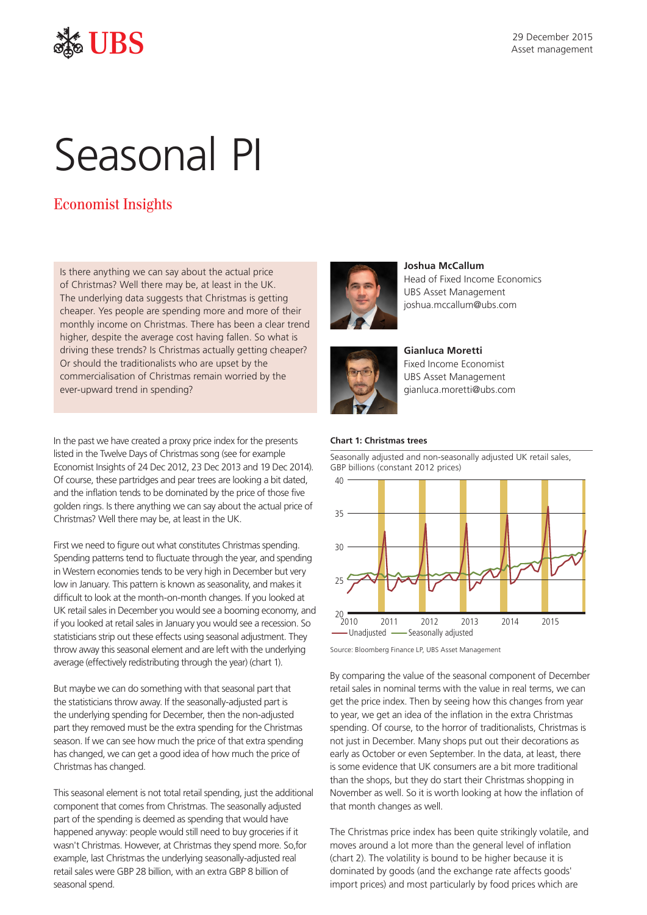29 December 2015
Asset management

# Seasonal PI

## Economist Insights

Is there anything we can say about the actual price of Christmas? Well there may be, at least in the UK. The underlying data suggests that Christmas is getting cheaper. Yes people are spending more and more of their monthly income on Christmas. There has been a clear trend higher, despite the average cost having fallen. So what is driving these trends? Is Christmas actually getting cheaper? Or should the traditionalists who are upset by the commercialisation of Christmas remain worried by the ever-upward trend in spending?

**Joshua McCallum**
Head of Fixed Income Economics
UBS Asset Management
joshua.mccallum@ubs.com

**Gianluca Moretti**
Fixed Income Economist
UBS Asset Management
gianluca.moretti@ubs.com

In the past we have created a proxy price index for the presents listed in the Twelve Days of Christmas song (see for example Economist Insights of 24 Dec 2012, 23 Dec 2013 and 19 Dec 2014). Of course, these partridges and pear trees are looking a bit dated, and the inflation tends to be dominated by the price of those five golden rings. Is there anything we can say about the actual price of Christmas? Well there may be, at least in the UK.

First we need to figure out what constitutes Christmas spending. Spending patterns tend to fluctuate through the year, and spending in Western economies tends to be very high in December but very low in January. This pattern is known as seasonality, and makes it difficult to look at the month-on-month changes. If you looked at UK retail sales in December you would see a booming economy, and if you looked at retail sales in January you would see a recession. So statisticians strip out these effects using seasonal adjustment. They throw away this seasonal element and are left with the underlying average (effectively redistributing through the year) (chart 1).

But maybe we can do something with that seasonal part that the statisticians throw away. If the seasonally-adjusted part is the underlying spending for December, then the non-adjusted part they removed must be the extra spending for the Christmas season. If we can see how much the price of that extra spending has changed, we can get a good idea of how much the price of Christmas has changed.

This seasonal element is not total retail spending, just the additional component that comes from Christmas. The seasonally adjusted part of the spending is deemed as spending that would have happened anyway: people would still need to buy groceries if it wasn't Christmas. However, at Christmas they spend more. So,for example, last Christmas the underlying seasonally-adjusted real retail sales were GBP 28 billion, with an extra GBP 8 billion of seasonal spend.

**Chart 1: Christmas trees**

Seasonally adjusted and non-seasonally adjusted UK retail sales, GBP billions (constant 2012 prices)

Source: Bloomberg Finance LP, UBS Asset Management

By comparing the value of the seasonal component of December retail sales in nominal terms with the value in real terms, we can get the price index. Then by seeing how this changes from year to year, we get an idea of the inflation in the extra Christmas spending. Of course, to the horror of traditionalists, Christmas is not just in December. Many shops put out their decorations as early as October or even September. In the data, at least, there is some evidence that UK consumers are a bit more traditional than the shops, but they do start their Christmas shopping in November as well. So it is worth looking at how the inflation of that month changes as well.

The Christmas price index has been quite strikingly volatile, and moves around a lot more than the general level of inflation (chart 2). The volatility is bound to be higher because it is dominated by goods (and the exchange rate affects goods' import prices) and most particularly by food prices which are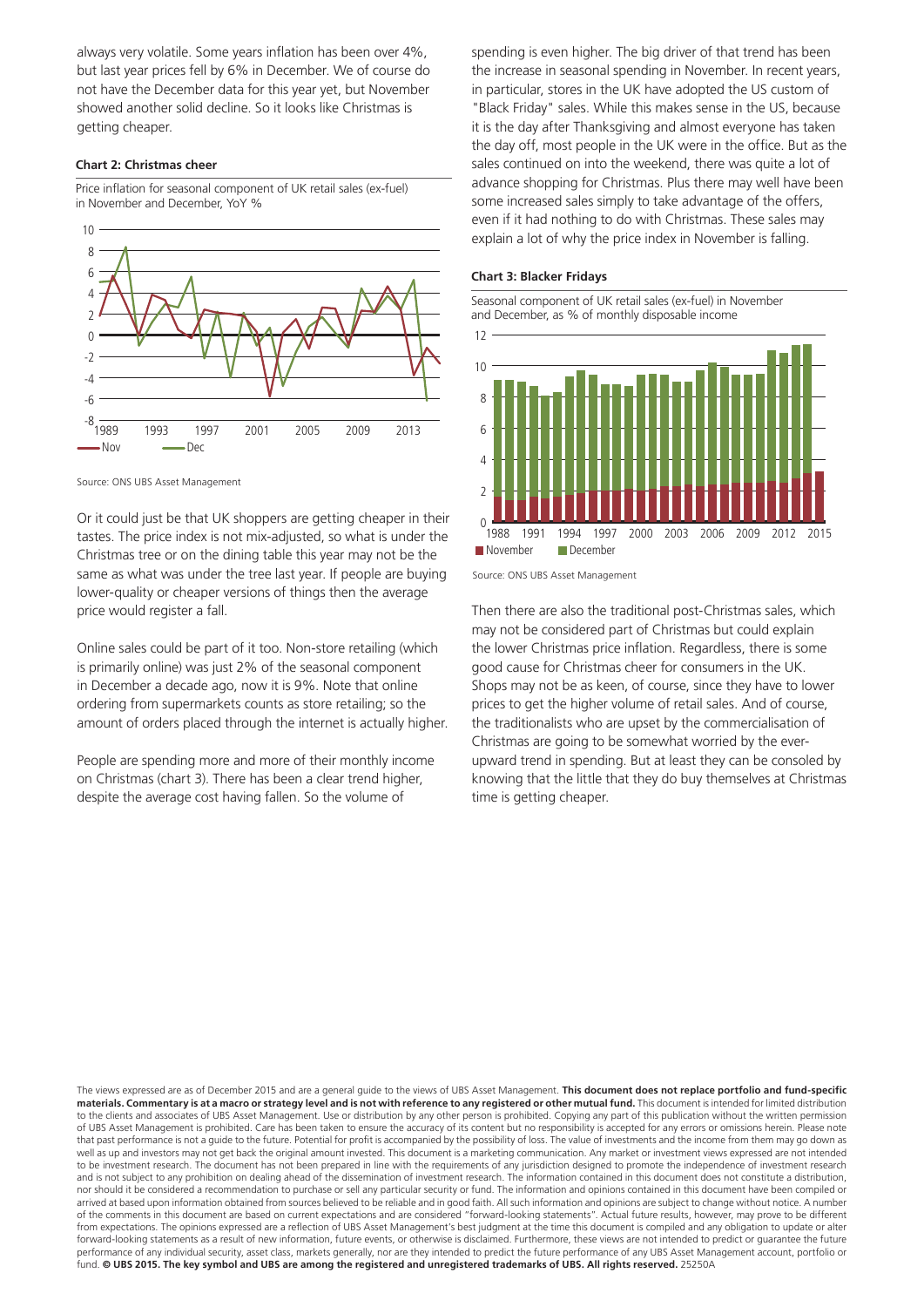always very volatile. Some years inflation has been over 4%, but last year prices fell by 6% in December. We of course do not have the December data for this year yet, but November showed another solid decline. So it looks like Christmas is getting cheaper.

**Chart 2: Christmas cheer**

Price inflation for seasonal component of UK retail sales (ex-fuel) in November and December, YoY %

10
8
6
4
2
0
-2
-4
-6
-8
1989 1993 1997 2001 2005 2009 2013
Nov Dec

Source: ONS UBS Asset Management

Or it could just be that UK shoppers are getting cheaper in their tastes. The price index is not mix-adjusted, so what is under the Christmas tree or on the dining table this year may not be the same as what was under the tree last year. If people are buying lower-quality or cheaper versions of things then the average price would register a fall.

Online sales could be part of it too. Non-store retailing (which is primarily online) was just 2% of the seasonal component in December a decade ago, now it is 9%. Note that online ordering from supermarkets counts as store retailing; so the amount of orders placed through the internet is actually higher.

People are spending more and more of their monthly income on Christmas (chart 3). There has been a clear trend higher, despite the average cost having fallen. So the volume of spending is even higher. The big driver of that trend has been the increase in seasonal spending in November. In recent years, in particular, stores in the UK have adopted the US custom of "Black Friday" sales. While this makes sense in the US, because it is the day after Thanksgiving and almost everyone has taken the day off, most people in the UK were in the office. But as the sales continued on into the weekend, there was quite a lot of advance shopping for Christmas. Plus there may well have been some increased sales simply to take advantage of the offers, even if it had nothing to do with Christmas. These sales may explain a lot of why the price index in November is falling.

**Chart 3: Blacker Fridays**

Seasonal component of UK retail sales (ex-fuel) in November and December, as % of monthly disposable income

12
10
8
6
4
2
0
1988 1991 1994 1997 2000 2003 2006 2009 2012 2015
November December

Source: ONS UBS Asset Management

Then there are also the traditional post-Christmas sales, which may not be considered part of Christmas but could explain the lower Christmas price inflation. Regardless, there is some good cause for Christmas cheer for consumers in the UK. Shops may not be as keen, of course, since they have to lower prices to get the higher volume of retail sales. And of course, the traditionalists who are upset by the commercialisation of Christmas are going to be somewhat worried by the ever-upward trend in spending. But at least they can be consoled by knowing that the little that they do buy themselves at Christmas time is getting cheaper.

The views expressed are as of December 2015 and are a general guide to the views of UBS Asset Management. **This document does not replace portfolio and fund-specific materials. Commentary is at a macro or strategy level and is not with reference to any registered or other mutual fund.** This document is intended for limited distribution to the clients and associates of UBS Asset Management. Use or distribution by any other person is prohibited. Copying any part of this publication without the written permission of UBS Asset Management is prohibited. Care has been taken to ensure the accuracy of its content but no responsibility is accepted for any errors or omissions herein. Please note that past performance is not a guide to the future. Potential for profit is accompanied by the possibility of loss. The value of investments and the income from them may go down as well as up and investors may not get back the original amount invested. This document is a marketing communication. Any market or investment views expressed are not intended to be investment research. The document has not been prepared in line with the requirements of any jurisdiction designed to promote the independence of investment research and is not subject to any prohibition on dealing ahead of the dissemination of investment research. The information contained in this document does not constitute a distribution, nor should it be considered a recommendation to purchase or sell any particular security or fund. The information and opinions contained in this document have been compiled or arrived at based upon information obtained from sources believed to be reliable and in good faith. All such information and opinions are subject to change without notice. A number of the comments in this document are based on current expectations and are considered "forward-looking statements". Actual future results, however, may prove to be different from expectations. The opinions expressed are a reflection of UBS Asset Management's best judgment at the time this document is compiled and any obligation to update or alter forward-looking statements as a result of new information, future events, or otherwise is disclaimed. Furthermore, these views are not intended to predict or guarantee the future performance of any individual security, asset class, markets generally, nor are they intended to predict the future performance of any UBS Asset Management account, portfolio or fund. **© UBS 2015. The key symbol and UBS are among the registered and unregistered trademarks of UBS. All rights reserved.** 25250A